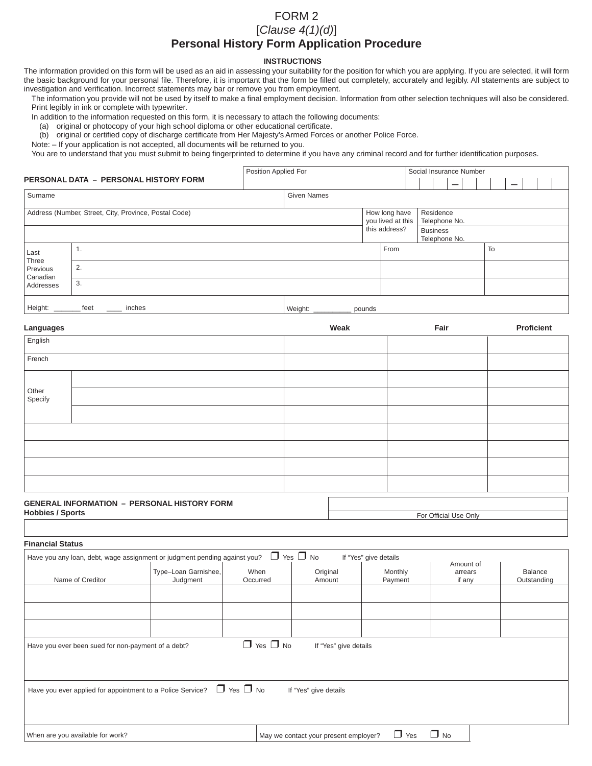# FORM 2

[*Clause 4(1)(d)*]

## Personal History Form Application Procedure

### INSTRUCTIONS

The information provided on this form will be used as an aid in assessing your suitability for the position for which you are applying. If you are selected, it will form the basic background for your personal file. Therefore, it is important that the form be filled out completely, accurately and legibly. All statements are subject to investigation and verification. Incorrect statements may bar or remove you from employment.

The information you provide will not be used by itself to make a final employment decision. Information from other selection techniques will also be considered. Print legibly in ink or complete with typewriter.

In addition to the information requested on this form, it is necessary to attach the following documents:

(a) original or photocopy of your high school diploma or other educational certificate.

(b) original or certified copy of discharge certificate from Her Majesty's Armed Forces or another Police Force.

Note: – If your application is not accepted, all documents will be returned to you.

You are to understand that you must submit to being fingerprinted to determine if you have any criminal record and for further identification purposes.

**PERSONAL DATA – PERSONAL HISTORY FORM**

| Position Applied For | Social Insurance Number |
|---|---|
| | ___ ___ ___ – ___ ___ ___ – ___ ___ ___ |

| Surname | Given Names |
|---|---|
| | |

| Address (Number, Street, City, Province, Postal Code) | How long have you lived at this this address? | Residence Telephone No. |
|---|---|---|
| | | Business Telephone No. |

| Last Three Previous Canadian Addresses | | From | To |
|---|---|---|---|
| | 1. | | |
| | 2. | | |
| | 3. | | |

Height: _______ feet ____ inches

Weight: __________ pounds

| Languages | | Weak | Fair | Proficient |
|---|---|---|---|---|
| English | | | | |
| French | | | | |
| Other Specify | | | | |
| | | | | |
| | | | | |
| | | | | |
| | | | | |
| | | | | |
| | | | | |

**GENERAL INFORMATION – PERSONAL HISTORY FORM**

| |
|---|
| For Official Use Only |

**Hobbies / Sports**

| |
|---|
| |

**Financial Status**

Have you any loan, debt, wage assignment or judgment pending against you? ❒ Yes ❒ No If "Yes" give details

| Name of Creditor | Type–Loan Garnishee, Judgment | When Occurred | Original Amount | Monthly Payment | Amount of arrears if any | Balance Outstanding |
|---|---|---|---|---|---|---|
| | | | | | | |
| | | | | | | |
| | | | | | | |

Have you ever been sued for non-payment of a debt? ❒ Yes ❒ No If "Yes" give details

Have you ever applied for appointment to a Police Service? ❒ Yes ❒ No If "Yes" give details

| When are you available for work? | May we contact your present employer? ❒ Yes ❒ No |
|---|---|
| | |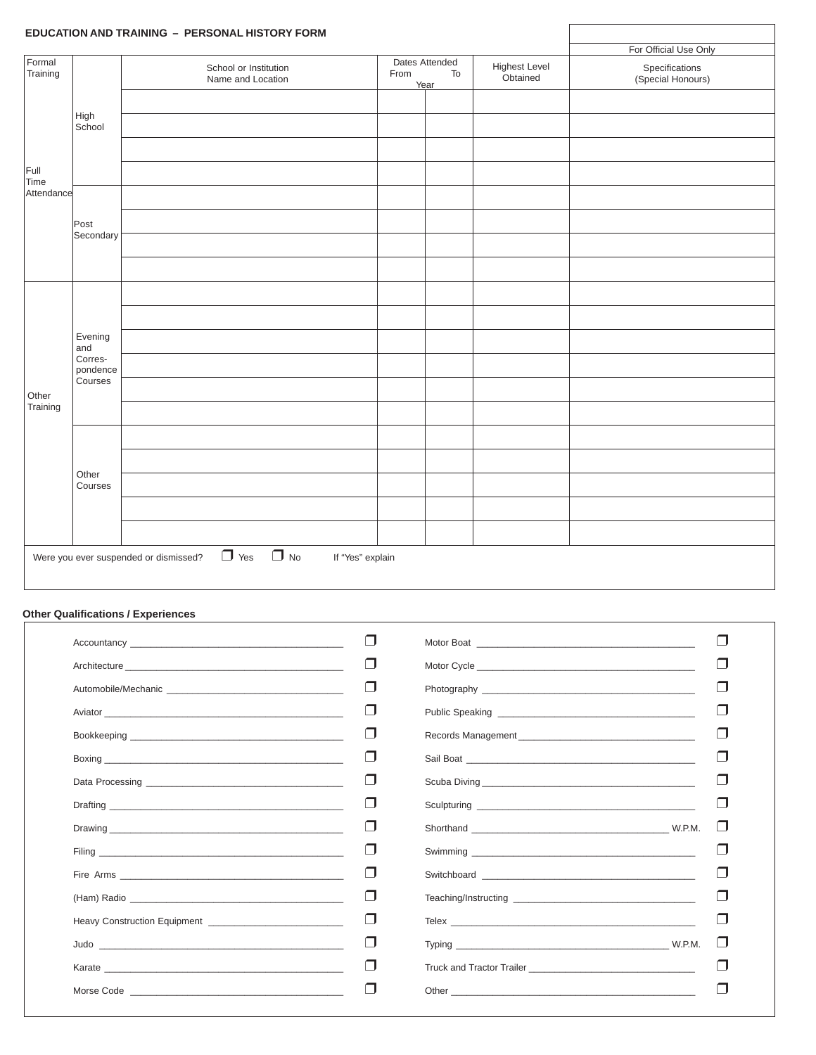## EDUCATION AND TRAINING – PERSONAL HISTORY FORM

For Official Use Only

| Formal Training | | School or Institution Name and Location | Dates Attended Year From | To | Highest Level Obtained | Specifications (Special Honours) |
|---|---|---|---|---|---|---|
| Full Time Attendance | High School | | | | | |
| | | | | | | |
| | | | | | | |
| | | | | | | |
| | Post Secondary | | | | | |
| | | | | | | |
| | | | | | | |
| | | | | | | |
| Other Training | Evening and Corres-pondence Courses | | | | | |
| | | | | | | |
| | | | | | | |
| | | | | | | |
| | | | | | | |
| | | | | | | |
| | Other Courses | | | | | |
| | | | | | | |
| | | | | | | |
| | | | | | | |
| | | | | | | |

Were you ever suspended or dismissed? ☐ Yes ☐ No If "Yes" explain

### Other Qualifications / Experiences

| | | | |
|---|---|---|---|
| Accountancy ____________ | ☐ | Motor Boat ____________ | ☐ |
| Architecture ____________ | ☐ | Motor Cycle ____________ | ☐ |
| Automobile/Mechanic ____________ | ☐ | Photography ____________ | ☐ |
| Aviator ____________ | ☐ | Public Speaking ____________ | ☐ |
| Bookkeeping ____________ | ☐ | Records Management ____________ | ☐ |
| Boxing ____________ | ☐ | Sail Boat ____________ | ☐ |
| Data Processing ____________ | ☐ | Scuba Diving ____________ | ☐ |
| Drafting ____________ | ☐ | Sculpturing ____________ | ☐ |
| Drawing ____________ | ☐ | Shorthand ____________ W.P.M. | ☐ |
| Filing ____________ | ☐ | Swimming ____________ | ☐ |
| Fire Arms ____________ | ☐ | Switchboard ____________ | ☐ |
| (Ham) Radio ____________ | ☐ | Teaching/Instructing ____________ | ☐ |
| Heavy Construction Equipment ____________ | ☐ | Telex ____________ | ☐ |
| Judo ____________ | ☐ | Typing ____________ W.P.M. | ☐ |
| Karate ____________ | ☐ | Truck and Tractor Trailer ____________ | ☐ |
| Morse Code ____________ | ☐ | Other ____________ | ☐ |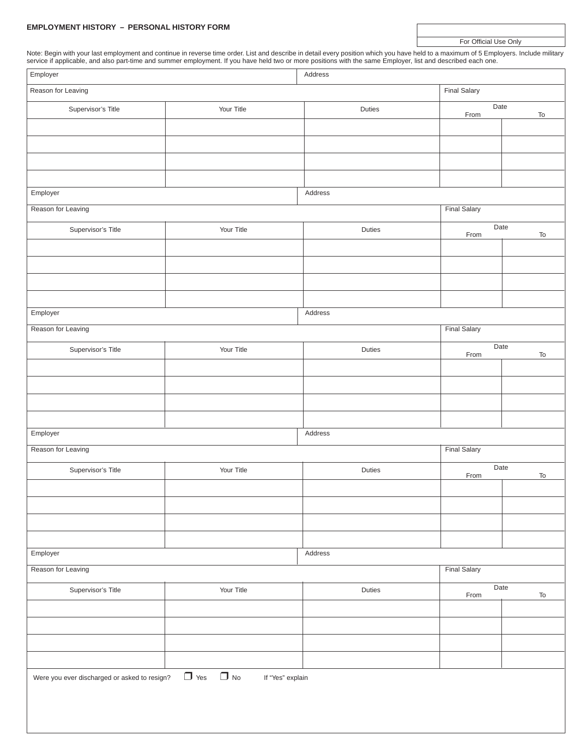**EMPLOYMENT HISTORY – PERSONAL HISTORY FORM**

| |
|---|
| For Official Use Only |

Note: Begin with your last employment and continue in reverse time order. List and describe in detail every position which you have held to a maximum of 5 Employers. Include military service if applicable, and also part-time and summer employment. If you have held two or more positions with the same Employer, list and described each one.

| Employer | | Address | | |
|---|---|---|---|---|
| Reason for Leaving | | | Final Salary | |
| Supervisor's Title | Your Title | Duties | Date From | To |
| | | | | |
| | | | | |
| | | | | |
| | | | | |

| Employer | | Address | | |
|---|---|---|---|---|
| Reason for Leaving | | | Final Salary | |
| Supervisor's Title | Your Title | Duties | Date From | To |
| | | | | |
| | | | | |
| | | | | |
| | | | | |

| Employer | | Address | | |
|---|---|---|---|---|
| Reason for Leaving | | | Final Salary | |
| Supervisor's Title | Your Title | Duties | Date From | To |
| | | | | |
| | | | | |
| | | | | |
| | | | | |

| Employer | | Address | | |
|---|---|---|---|---|
| Reason for Leaving | | | Final Salary | |
| Supervisor's Title | Your Title | Duties | Date From | To |
| | | | | |
| | | | | |
| | | | | |
| | | | | |

| Employer | | Address | | |
|---|---|---|---|---|
| Reason for Leaving | | | Final Salary | |
| Supervisor's Title | Your Title | Duties | Date From | To |
| | | | | |
| | | | | |
| | | | | |
| | | | | |

Were you ever discharged or asked to resign? ☐ Yes ☐ No If "Yes" explain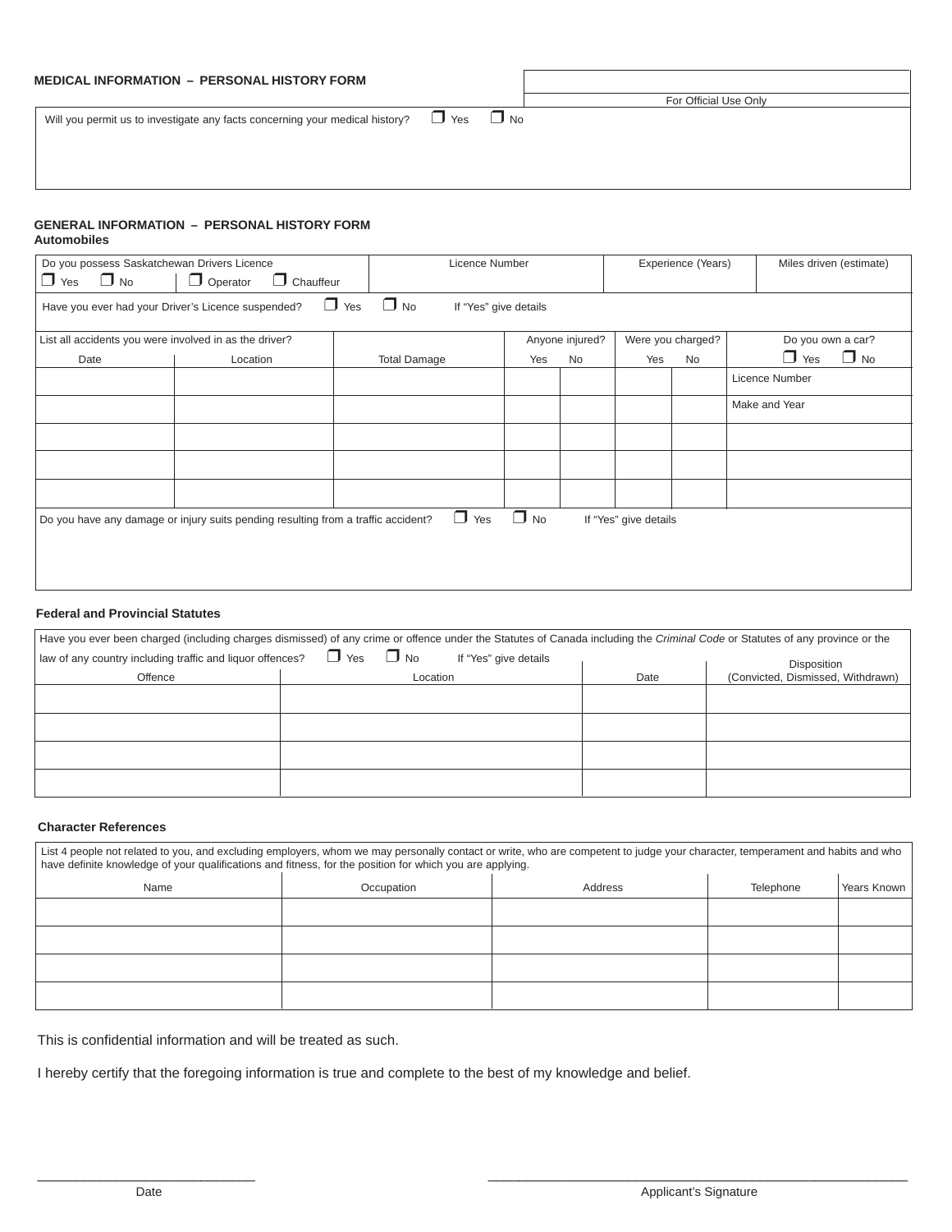**MEDICAL INFORMATION – PERSONAL HISTORY FORM**

For Official Use Only

Will you permit us to investigate any facts concerning your medical history? ☐ Yes ☐ No

**GENERAL INFORMATION – PERSONAL HISTORY FORM**
**Automobiles**

| Do you possess Saskatchewan Drivers Licence ☐ Yes ☐ No | ☐ Operator ☐ Chauffeur | Licence Number | Experience (Years) | Miles driven (estimate) |
|---|---|---|---|---|
| | | | | |

Have you ever had your Driver's Licence suspended? ☐ Yes ☐ No If "Yes" give details

| List all accidents you were involved in as the driver? | | | Anyone injured? | | Were you charged? | | Do you own a car? |
|---|---|---|---|---|---|---|---|
| Date | Location | Total Damage | Yes | No | Yes | No | ☐ Yes ☐ No |
| | | | | | | | Licence Number |
| | | | | | | | Make and Year |
| | | | | | | | |
| | | | | | | | |
| | | | | | | | |

Do you have any damage or injury suits pending resulting from a traffic accident? ☐ Yes ☐ No If "Yes" give details

**Federal and Provincial Statutes**

Have you ever been charged (including charges dismissed) of any crime or offence under the Statutes of Canada including the *Criminal Code* or Statutes of any province or the law of any country including traffic and liquor offences? ☐ Yes ☐ No If "Yes" give details

| Offence | Location | Date | Disposition (Convicted, Dismissed, Withdrawn) |
|---|---|---|---|
| | | | |
| | | | |
| | | | |
| | | | |

**Character References**

List 4 people not related to you, and excluding employers, whom we may personally contact or write, who are competent to judge your character, temperament and habits and who have definite knowledge of your qualifications and fitness, for the position for which you are applying.

| Name | Occupation | Address | Telephone | Years Known |
|---|---|---|---|---|
| | | | | |
| | | | | |
| | | | | |
| | | | | |

This is confidential information and will be treated as such.

I hereby certify that the foregoing information is true and complete to the best of my knowledge and belief.

\_\_\_\_\_\_\_\_\_\_\_\_\_\_\_\_\_\_\_\_\_\_\_\_\_\_\_\_
Date

\_\_\_\_\_\_\_\_\_\_\_\_\_\_\_\_\_\_\_\_\_\_\_\_\_\_\_\_\_\_\_\_\_\_\_\_\_\_\_\_\_\_\_\_\_\_\_\_\_\_\_\_\_\_
Applicant's Signature